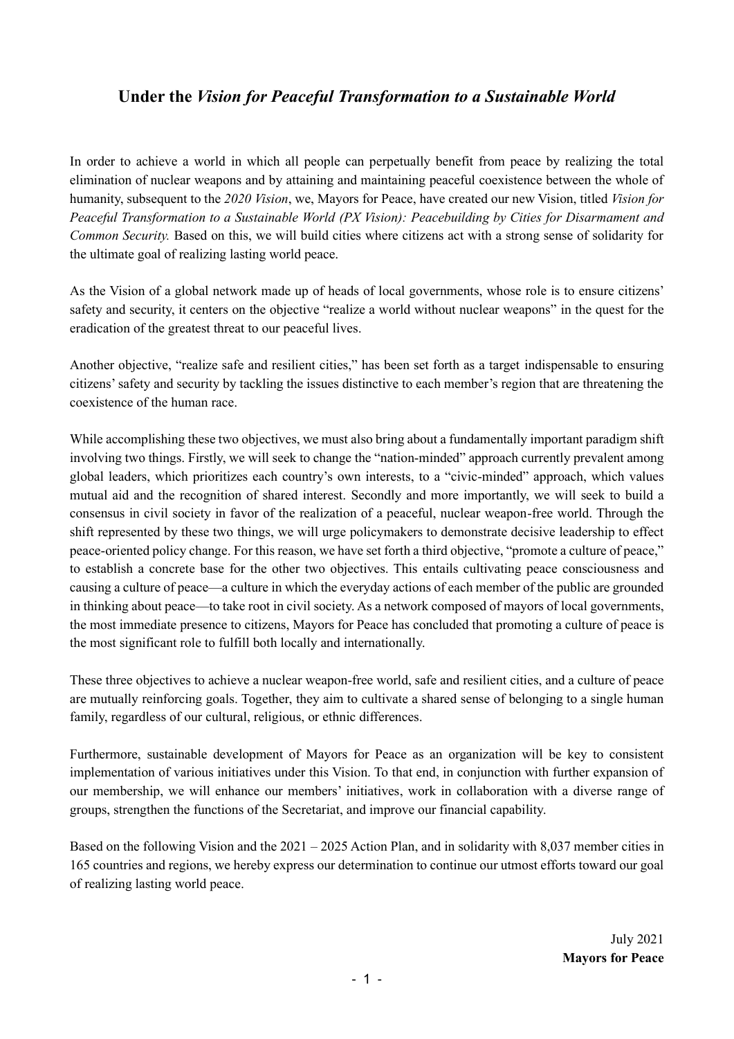# Under the *Vision for Peaceful Transformation to a Sustainable World*

In order to achieve a world in which all people can perpetually benefit from peace by realizing the total elimination of nuclear weapons and by attaining and maintaining peaceful coexistence between the whole of humanity, subsequent to the *2020 Vision*, we, Mayors for Peace, have created our new Vision, titled *Vision for Peaceful Transformation to a Sustainable World (PX Vision): Peacebuilding by Cities for Disarmament and Common Security.* Based on this, we will build cities where citizens act with a strong sense of solidarity for the ultimate goal of realizing lasting world peace.

As the Vision of a global network made up of heads of local governments, whose role is to ensure citizens' safety and security, it centers on the objective "realize a world without nuclear weapons" in the quest for the eradication of the greatest threat to our peaceful lives.

Another objective, "realize safe and resilient cities," has been set forth as a target indispensable to ensuring citizens' safety and security by tackling the issues distinctive to each member's region that are threatening the coexistence of the human race.

While accomplishing these two objectives, we must also bring about a fundamentally important paradigm shift involving two things. Firstly, we will seek to change the "nation-minded" approach currently prevalent among global leaders, which prioritizes each country's own interests, to a "civic-minded" approach, which values mutual aid and the recognition of shared interest. Secondly and more importantly, we will seek to build a consensus in civil society in favor of the realization of a peaceful, nuclear weapon-free world. Through the shift represented by these two things, we will urge policymakers to demonstrate decisive leadership to effect peace-oriented policy change. For this reason, we have set forth a third objective, "promote a culture of peace," to establish a concrete base for the other two objectives. This entails cultivating peace consciousness and causing a culture of peace—a culture in which the everyday actions of each member of the public are grounded in thinking about peace—to take root in civil society. As a network composed of mayors of local governments, the most immediate presence to citizens, Mayors for Peace has concluded that promoting a culture of peace is the most significant role to fulfill both locally and internationally.

These three objectives to achieve a nuclear weapon-free world, safe and resilient cities, and a culture of peace are mutually reinforcing goals. Together, they aim to cultivate a shared sense of belonging to a single human family, regardless of our cultural, religious, or ethnic differences.

Furthermore, sustainable development of Mayors for Peace as an organization will be key to consistent implementation of various initiatives under this Vision. To that end, in conjunction with further expansion of our membership, we will enhance our members' initiatives, work in collaboration with a diverse range of groups, strengthen the functions of the Secretariat, and improve our financial capability.

Based on the following Vision and the 2021 – 2025 Action Plan, and in solidarity with 8,037 member cities in 165 countries and regions, we hereby express our determination to continue our utmost efforts toward our goal of realizing lasting world peace.

July 2021

**Mayors for Peace**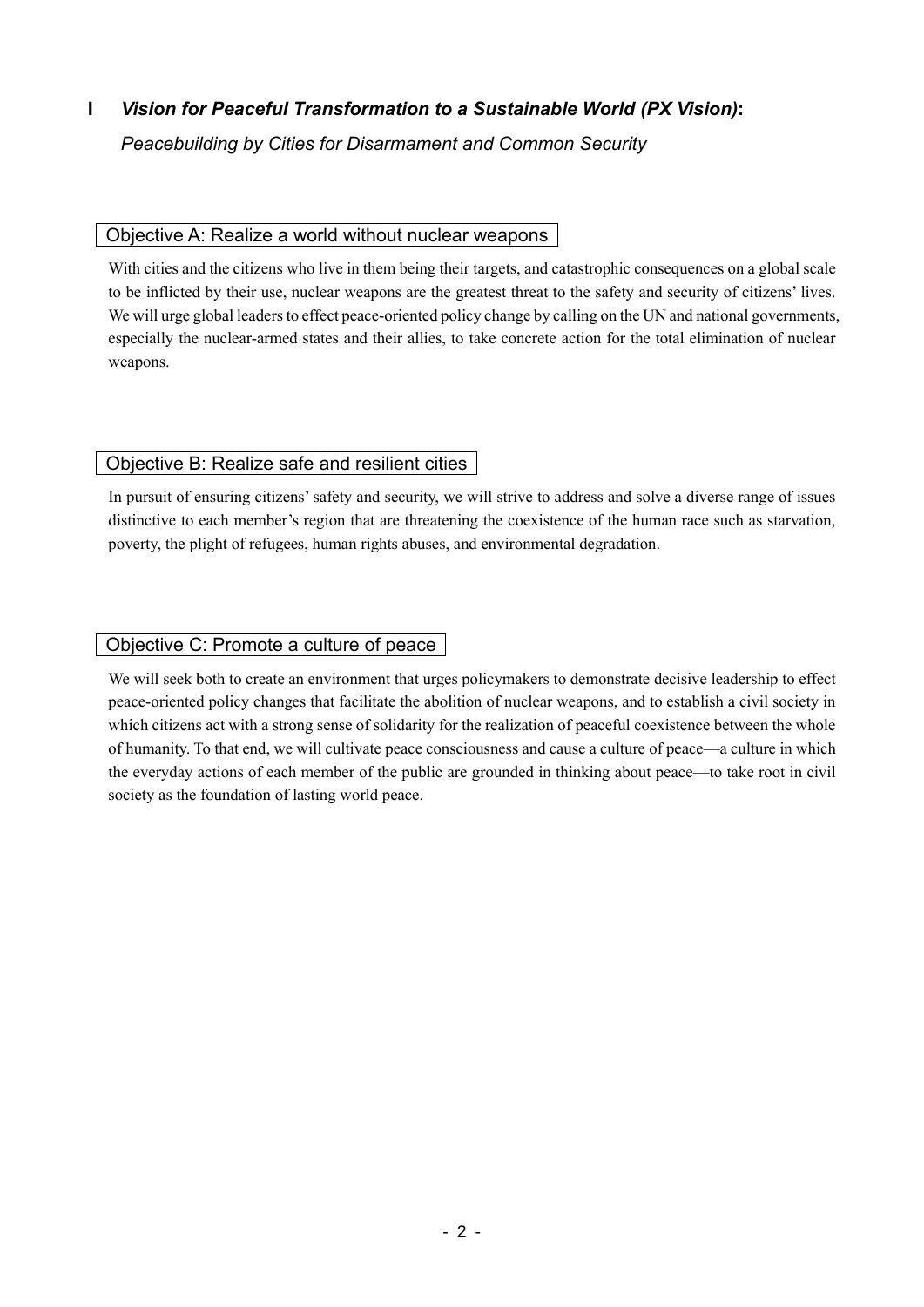# I *Vision for Peaceful Transformation to a Sustainable World (PX Vision)*:

*Peacebuilding by Cities for Disarmament and Common Security*

## Objective A: Realize a world without nuclear weapons

With cities and the citizens who live in them being their targets, and catastrophic consequences on a global scale to be inflicted by their use, nuclear weapons are the greatest threat to the safety and security of citizens' lives. We will urge global leaders to effect peace-oriented policy change by calling on the UN and national governments, especially the nuclear-armed states and their allies, to take concrete action for the total elimination of nuclear weapons.

## Objective B: Realize safe and resilient cities

In pursuit of ensuring citizens' safety and security, we will strive to address and solve a diverse range of issues distinctive to each member's region that are threatening the coexistence of the human race such as starvation, poverty, the plight of refugees, human rights abuses, and environmental degradation.

## Objective C: Promote a culture of peace

We will seek both to create an environment that urges policymakers to demonstrate decisive leadership to effect peace-oriented policy changes that facilitate the abolition of nuclear weapons, and to establish a civil society in which citizens act with a strong sense of solidarity for the realization of peaceful coexistence between the whole of humanity. To that end, we will cultivate peace consciousness and cause a culture of peace—a culture in which the everyday actions of each member of the public are grounded in thinking about peace—to take root in civil society as the foundation of lasting world peace.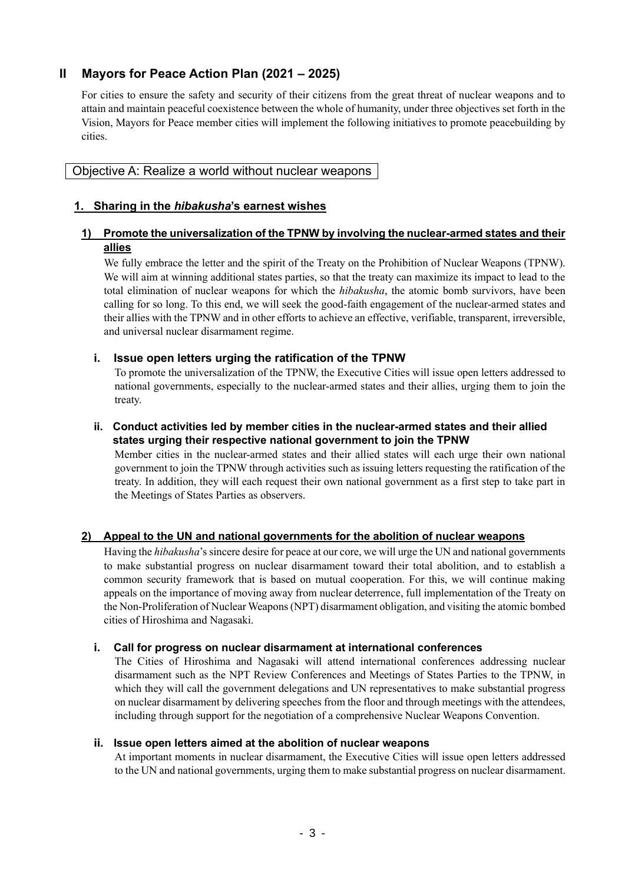## II Mayors for Peace Action Plan (2021 – 2025)

For cities to ensure the safety and security of their citizens from the great threat of nuclear weapons and to attain and maintain peaceful coexistence between the whole of humanity, under three objectives set forth in the Vision, Mayors for Peace member cities will implement the following initiatives to promote peacebuilding by cities.

### Objective A: Realize a world without nuclear weapons

#### 1. Sharing in the *hibakusha*'s earnest wishes

##### 1) Promote the universalization of the TPNW by involving the nuclear-armed states and their allies

We fully embrace the letter and the spirit of the Treaty on the Prohibition of Nuclear Weapons (TPNW). We will aim at winning additional states parties, so that the treaty can maximize its impact to lead to the total elimination of nuclear weapons for which the *hibakusha*, the atomic bomb survivors, have been calling for so long. To this end, we will seek the good-faith engagement of the nuclear-armed states and their allies with the TPNW and in other efforts to achieve an effective, verifiable, transparent, irreversible, and universal nuclear disarmament regime.

**i. Issue open letters urging the ratification of the TPNW**

To promote the universalization of the TPNW, the Executive Cities will issue open letters addressed to national governments, especially to the nuclear-armed states and their allies, urging them to join the treaty.

**ii. Conduct activities led by member cities in the nuclear-armed states and their allied states urging their respective national government to join the TPNW**

Member cities in the nuclear-armed states and their allied states will each urge their own national government to join the TPNW through activities such as issuing letters requesting the ratification of the treaty. In addition, they will each request their own national government as a first step to take part in the Meetings of States Parties as observers.

##### 2) Appeal to the UN and national governments for the abolition of nuclear weapons

Having the *hibakusha*'s sincere desire for peace at our core, we will urge the UN and national governments to make substantial progress on nuclear disarmament toward their total abolition, and to establish a common security framework that is based on mutual cooperation. For this, we will continue making appeals on the importance of moving away from nuclear deterrence, full implementation of the Treaty on the Non-Proliferation of Nuclear Weapons (NPT) disarmament obligation, and visiting the atomic bombed cities of Hiroshima and Nagasaki.

**i. Call for progress on nuclear disarmament at international conferences**

The Cities of Hiroshima and Nagasaki will attend international conferences addressing nuclear disarmament such as the NPT Review Conferences and Meetings of States Parties to the TPNW, in which they will call the government delegations and UN representatives to make substantial progress on nuclear disarmament by delivering speeches from the floor and through meetings with the attendees, including through support for the negotiation of a comprehensive Nuclear Weapons Convention.

**ii. Issue open letters aimed at the abolition of nuclear weapons**

At important moments in nuclear disarmament, the Executive Cities will issue open letters addressed to the UN and national governments, urging them to make substantial progress on nuclear disarmament.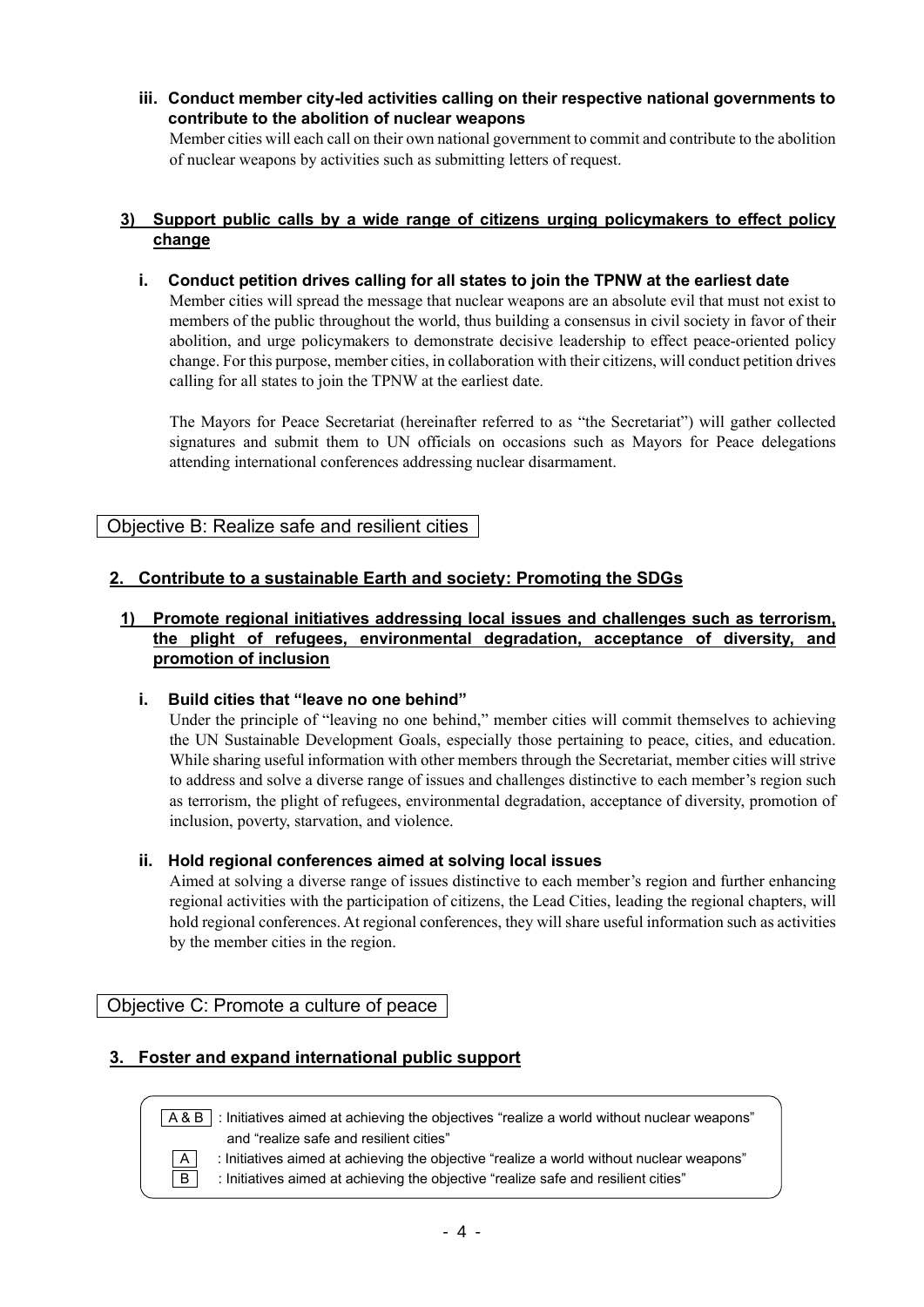**iii. Conduct member city-led activities calling on their respective national governments to contribute to the abolition of nuclear weapons**

Member cities will each call on their own national government to commit and contribute to the abolition of nuclear weapons by activities such as submitting letters of request.

### **3) Support public calls by a wide range of citizens urging policymakers to effect policy change**

**i. Conduct petition drives calling for all states to join the TPNW at the earliest date**

Member cities will spread the message that nuclear weapons are an absolute evil that must not exist to members of the public throughout the world, thus building a consensus in civil society in favor of their abolition, and urge policymakers to demonstrate decisive leadership to effect peace-oriented policy change. For this purpose, member cities, in collaboration with their citizens, will conduct petition drives calling for all states to join the TPNW at the earliest date.

The Mayors for Peace Secretariat (hereinafter referred to as "the Secretariat") will gather collected signatures and submit them to UN officials on occasions such as Mayors for Peace delegations attending international conferences addressing nuclear disarmament.

## Objective B: Realize safe and resilient cities

### **2. Contribute to a sustainable Earth and society: Promoting the SDGs**

#### **1) Promote regional initiatives addressing local issues and challenges such as terrorism, the plight of refugees, environmental degradation, acceptance of diversity, and promotion of inclusion**

**i. Build cities that "leave no one behind"**

Under the principle of "leaving no one behind," member cities will commit themselves to achieving the UN Sustainable Development Goals, especially those pertaining to peace, cities, and education. While sharing useful information with other members through the Secretariat, member cities will strive to address and solve a diverse range of issues and challenges distinctive to each member's region such as terrorism, the plight of refugees, environmental degradation, acceptance of diversity, promotion of inclusion, poverty, starvation, and violence.

**ii. Hold regional conferences aimed at solving local issues**

Aimed at solving a diverse range of issues distinctive to each member's region and further enhancing regional activities with the participation of citizens, the Lead Cities, leading the regional chapters, will hold regional conferences. At regional conferences, they will share useful information such as activities by the member cities in the region.

## Objective C: Promote a culture of peace

### **3. Foster and expand international public support**

- A & B : Initiatives aimed at achieving the objectives "realize a world without nuclear weapons" and "realize safe and resilient cities"
- A : Initiatives aimed at achieving the objective "realize a world without nuclear weapons"
- B : Initiatives aimed at achieving the objective "realize safe and resilient cities"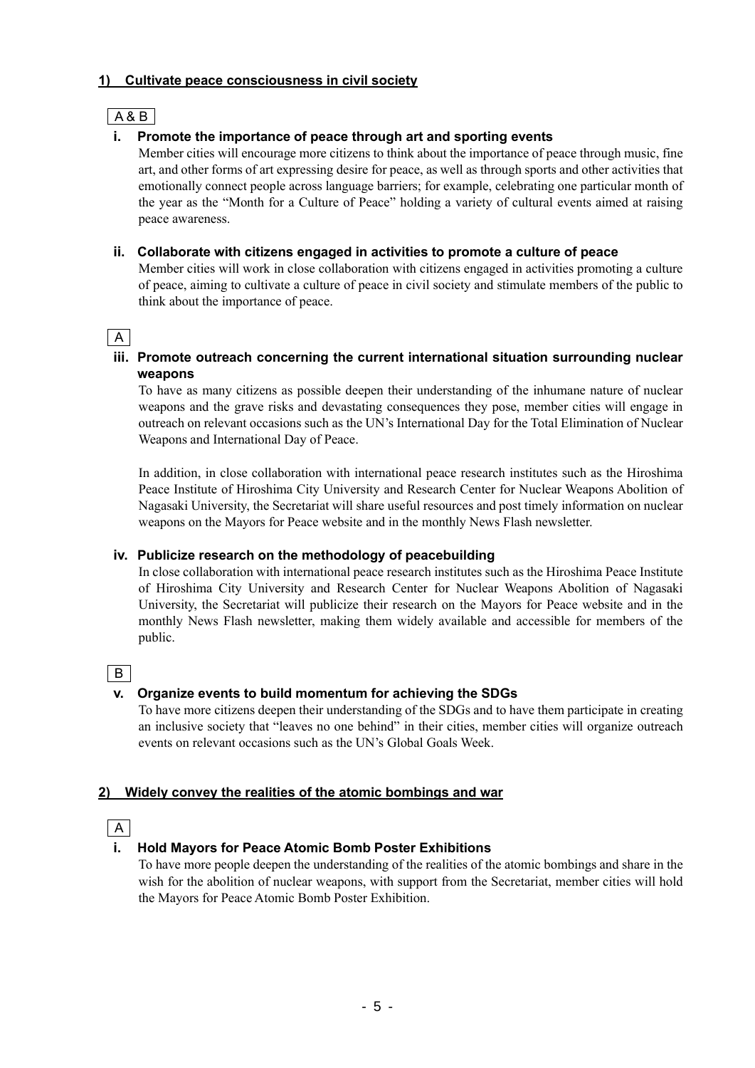## 1) Cultivate peace consciousness in civil society

A & B

### i. Promote the importance of peace through art and sporting events

Member cities will encourage more citizens to think about the importance of peace through music, fine art, and other forms of art expressing desire for peace, as well as through sports and other activities that emotionally connect people across language barriers; for example, celebrating one particular month of the year as the "Month for a Culture of Peace" holding a variety of cultural events aimed at raising peace awareness.

### ii. Collaborate with citizens engaged in activities to promote a culture of peace

Member cities will work in close collaboration with citizens engaged in activities promoting a culture of peace, aiming to cultivate a culture of peace in civil society and stimulate members of the public to think about the importance of peace.

A

### iii. Promote outreach concerning the current international situation surrounding nuclear weapons

To have as many citizens as possible deepen their understanding of the inhumane nature of nuclear weapons and the grave risks and devastating consequences they pose, member cities will engage in outreach on relevant occasions such as the UN's International Day for the Total Elimination of Nuclear Weapons and International Day of Peace.

In addition, in close collaboration with international peace research institutes such as the Hiroshima Peace Institute of Hiroshima City University and Research Center for Nuclear Weapons Abolition of Nagasaki University, the Secretariat will share useful resources and post timely information on nuclear weapons on the Mayors for Peace website and in the monthly News Flash newsletter.

### iv. Publicize research on the methodology of peacebuilding

In close collaboration with international peace research institutes such as the Hiroshima Peace Institute of Hiroshima City University and Research Center for Nuclear Weapons Abolition of Nagasaki University, the Secretariat will publicize their research on the Mayors for Peace website and in the monthly News Flash newsletter, making them widely available and accessible for members of the public.

B

### v. Organize events to build momentum for achieving the SDGs

To have more citizens deepen their understanding of the SDGs and to have them participate in creating an inclusive society that "leaves no one behind" in their cities, member cities will organize outreach events on relevant occasions such as the UN's Global Goals Week.

## 2) Widely convey the realities of the atomic bombings and war

A

### i. Hold Mayors for Peace Atomic Bomb Poster Exhibitions

To have more people deepen the understanding of the realities of the atomic bombings and share in the wish for the abolition of nuclear weapons, with support from the Secretariat, member cities will hold the Mayors for Peace Atomic Bomb Poster Exhibition.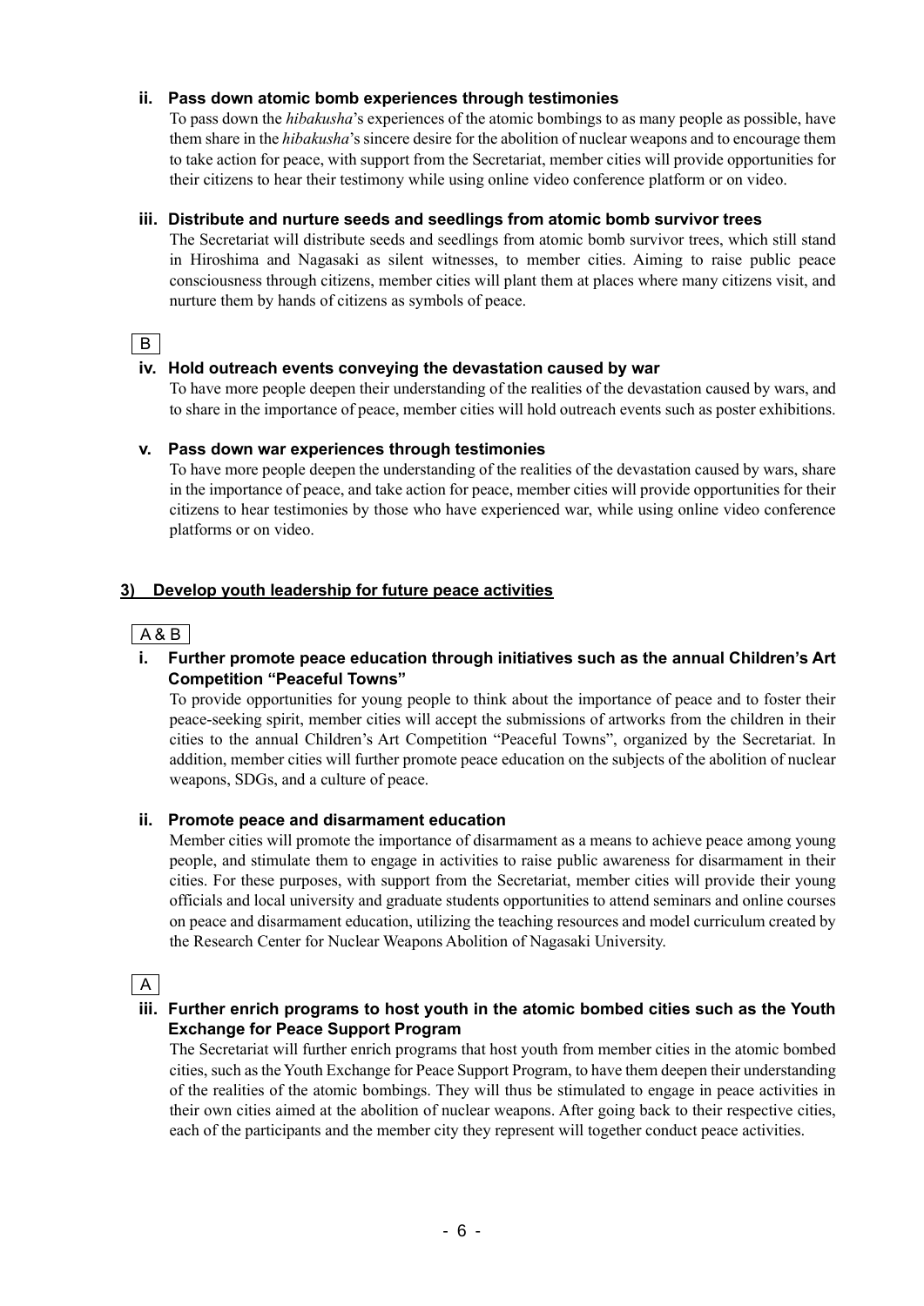**ii. Pass down atomic bomb experiences through testimonies**

To pass down the *hibakusha*'s experiences of the atomic bombings to as many people as possible, have them share in the *hibakusha*'s sincere desire for the abolition of nuclear weapons and to encourage them to take action for peace, with support from the Secretariat, member cities will provide opportunities for their citizens to hear their testimony while using online video conference platform or on video.

**iii. Distribute and nurture seeds and seedlings from atomic bomb survivor trees**

The Secretariat will distribute seeds and seedlings from atomic bomb survivor trees, which still stand in Hiroshima and Nagasaki as silent witnesses, to member cities. Aiming to raise public peace consciousness through citizens, member cities will plant them at places where many citizens visit, and nurture them by hands of citizens as symbols of peace.

B

**iv. Hold outreach events conveying the devastation caused by war**

To have more people deepen their understanding of the realities of the devastation caused by wars, and to share in the importance of peace, member cities will hold outreach events such as poster exhibitions.

**v. Pass down war experiences through testimonies**

To have more people deepen the understanding of the realities of the devastation caused by wars, share in the importance of peace, and take action for peace, member cities will provide opportunities for their citizens to hear testimonies by those who have experienced war, while using online video conference platforms or on video.

### 3) Develop youth leadership for future peace activities

A & B

**i. Further promote peace education through initiatives such as the annual Children's Art Competition "Peaceful Towns"**

To provide opportunities for young people to think about the importance of peace and to foster their peace-seeking spirit, member cities will accept the submissions of artworks from the children in their cities to the annual Children's Art Competition "Peaceful Towns", organized by the Secretariat. In addition, member cities will further promote peace education on the subjects of the abolition of nuclear weapons, SDGs, and a culture of peace.

**ii. Promote peace and disarmament education**

Member cities will promote the importance of disarmament as a means to achieve peace among young people, and stimulate them to engage in activities to raise public awareness for disarmament in their cities. For these purposes, with support from the Secretariat, member cities will provide their young officials and local university and graduate students opportunities to attend seminars and online courses on peace and disarmament education, utilizing the teaching resources and model curriculum created by the Research Center for Nuclear Weapons Abolition of Nagasaki University.

A

**iii. Further enrich programs to host youth in the atomic bombed cities such as the Youth Exchange for Peace Support Program**

The Secretariat will further enrich programs that host youth from member cities in the atomic bombed cities, such as the Youth Exchange for Peace Support Program, to have them deepen their understanding of the realities of the atomic bombings. They will thus be stimulated to engage in peace activities in their own cities aimed at the abolition of nuclear weapons. After going back to their respective cities, each of the participants and the member city they represent will together conduct peace activities.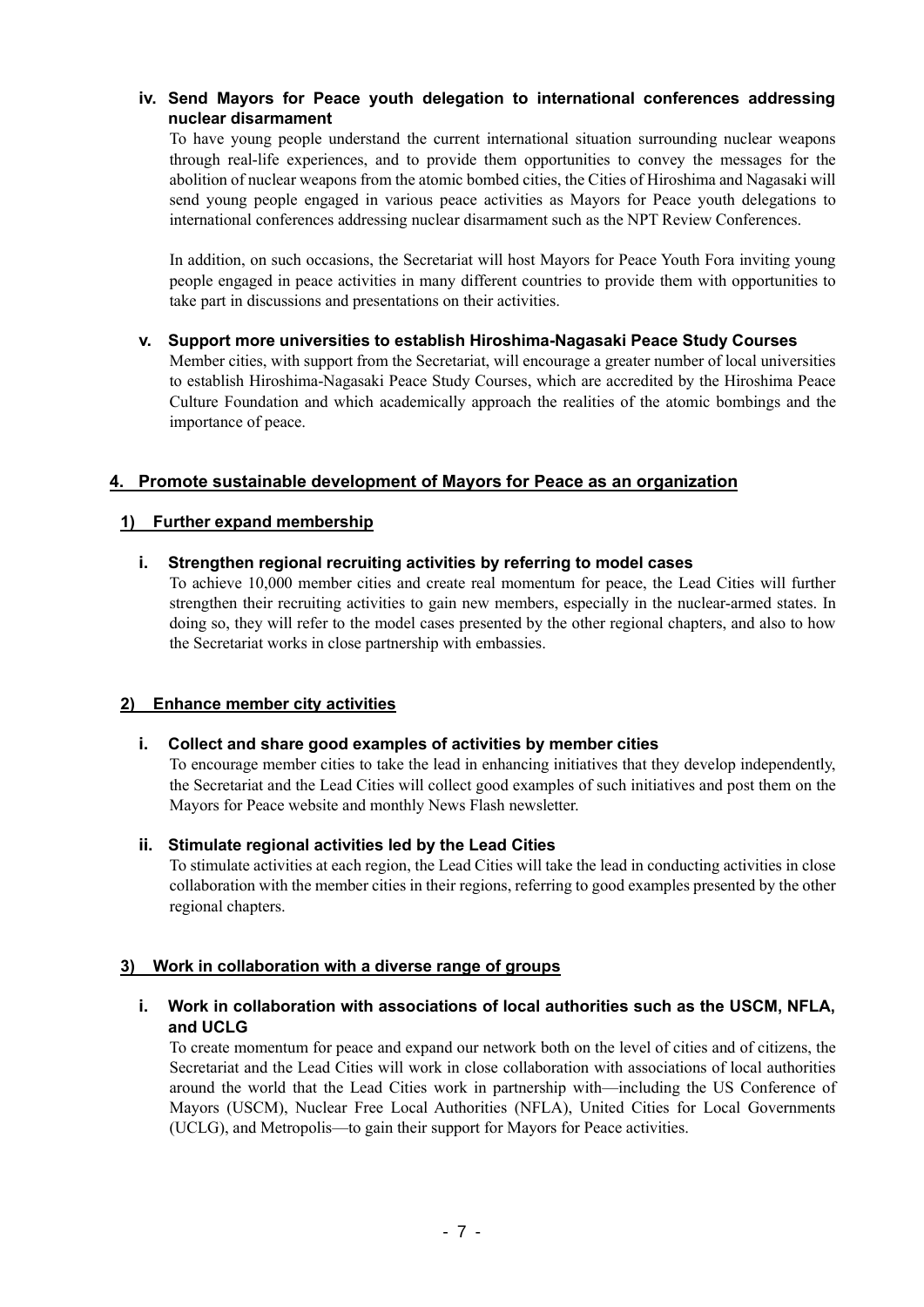#### iv. Send Mayors for Peace youth delegation to international conferences addressing nuclear disarmament

To have young people understand the current international situation surrounding nuclear weapons through real-life experiences, and to provide them opportunities to convey the messages for the abolition of nuclear weapons from the atomic bombed cities, the Cities of Hiroshima and Nagasaki will send young people engaged in various peace activities as Mayors for Peace youth delegations to international conferences addressing nuclear disarmament such as the NPT Review Conferences.

In addition, on such occasions, the Secretariat will host Mayors for Peace Youth Fora inviting young people engaged in peace activities in many different countries to provide them with opportunities to take part in discussions and presentations on their activities.

#### v. Support more universities to establish Hiroshima-Nagasaki Peace Study Courses

Member cities, with support from the Secretariat, will encourage a greater number of local universities to establish Hiroshima-Nagasaki Peace Study Courses, which are accredited by the Hiroshima Peace Culture Foundation and which academically approach the realities of the atomic bombings and the importance of peace.

## 4. Promote sustainable development of Mayors for Peace as an organization

### 1) Further expand membership

#### i. Strengthen regional recruiting activities by referring to model cases

To achieve 10,000 member cities and create real momentum for peace, the Lead Cities will further strengthen their recruiting activities to gain new members, especially in the nuclear-armed states. In doing so, they will refer to the model cases presented by the other regional chapters, and also to how the Secretariat works in close partnership with embassies.

### 2) Enhance member city activities

#### i. Collect and share good examples of activities by member cities

To encourage member cities to take the lead in enhancing initiatives that they develop independently, the Secretariat and the Lead Cities will collect good examples of such initiatives and post them on the Mayors for Peace website and monthly News Flash newsletter.

#### ii. Stimulate regional activities led by the Lead Cities

To stimulate activities at each region, the Lead Cities will take the lead in conducting activities in close collaboration with the member cities in their regions, referring to good examples presented by the other regional chapters.

### 3) Work in collaboration with a diverse range of groups

#### i. Work in collaboration with associations of local authorities such as the USCM, NFLA, and UCLG

To create momentum for peace and expand our network both on the level of cities and of citizens, the Secretariat and the Lead Cities will work in close collaboration with associations of local authorities around the world that the Lead Cities work in partnership with—including the US Conference of Mayors (USCM), Nuclear Free Local Authorities (NFLA), United Cities for Local Governments (UCLG), and Metropolis—to gain their support for Mayors for Peace activities.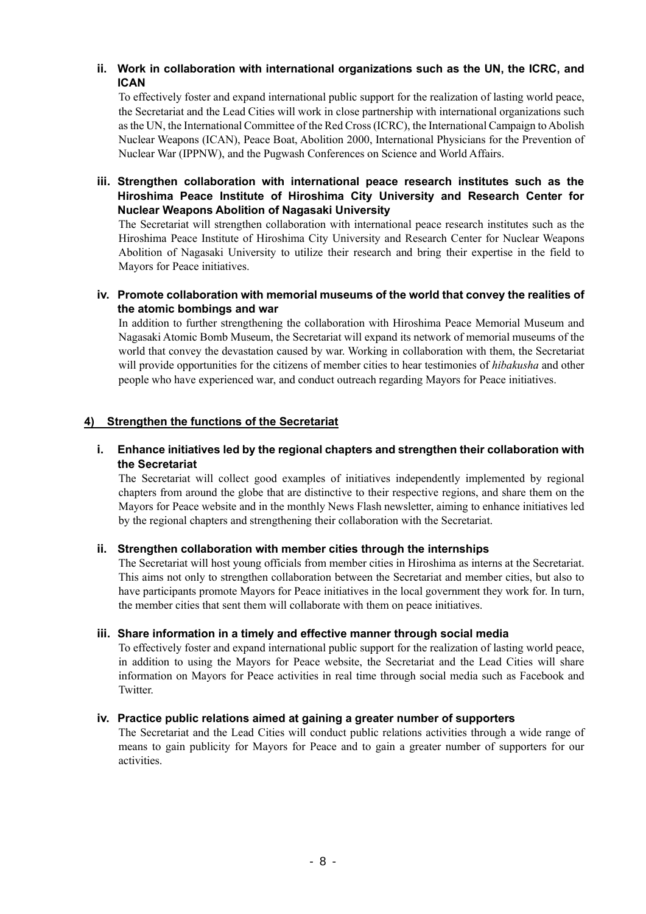### ii. Work in collaboration with international organizations such as the UN, the ICRC, and ICAN

To effectively foster and expand international public support for the realization of lasting world peace, the Secretariat and the Lead Cities will work in close partnership with international organizations such as the UN, the International Committee of the Red Cross (ICRC), the International Campaign to Abolish Nuclear Weapons (ICAN), Peace Boat, Abolition 2000, International Physicians for the Prevention of Nuclear War (IPPNW), and the Pugwash Conferences on Science and World Affairs.

### iii. Strengthen collaboration with international peace research institutes such as the Hiroshima Peace Institute of Hiroshima City University and Research Center for Nuclear Weapons Abolition of Nagasaki University

The Secretariat will strengthen collaboration with international peace research institutes such as the Hiroshima Peace Institute of Hiroshima City University and Research Center for Nuclear Weapons Abolition of Nagasaki University to utilize their research and bring their expertise in the field to Mayors for Peace initiatives.

### iv. Promote collaboration with memorial museums of the world that convey the realities of the atomic bombings and war

In addition to further strengthening the collaboration with Hiroshima Peace Memorial Museum and Nagasaki Atomic Bomb Museum, the Secretariat will expand its network of memorial museums of the world that convey the devastation caused by war. Working in collaboration with them, the Secretariat will provide opportunities for the citizens of member cities to hear testimonies of *hibakusha* and other people who have experienced war, and conduct outreach regarding Mayors for Peace initiatives.

## 4) Strengthen the functions of the Secretariat

### i. Enhance initiatives led by the regional chapters and strengthen their collaboration with the Secretariat

The Secretariat will collect good examples of initiatives independently implemented by regional chapters from around the globe that are distinctive to their respective regions, and share them on the Mayors for Peace website and in the monthly News Flash newsletter, aiming to enhance initiatives led by the regional chapters and strengthening their collaboration with the Secretariat.

### ii. Strengthen collaboration with member cities through the internships

The Secretariat will host young officials from member cities in Hiroshima as interns at the Secretariat. This aims not only to strengthen collaboration between the Secretariat and member cities, but also to have participants promote Mayors for Peace initiatives in the local government they work for. In turn, the member cities that sent them will collaborate with them on peace initiatives.

### iii. Share information in a timely and effective manner through social media

To effectively foster and expand international public support for the realization of lasting world peace, in addition to using the Mayors for Peace website, the Secretariat and the Lead Cities will share information on Mayors for Peace activities in real time through social media such as Facebook and Twitter.

### iv. Practice public relations aimed at gaining a greater number of supporters

The Secretariat and the Lead Cities will conduct public relations activities through a wide range of means to gain publicity for Mayors for Peace and to gain a greater number of supporters for our activities.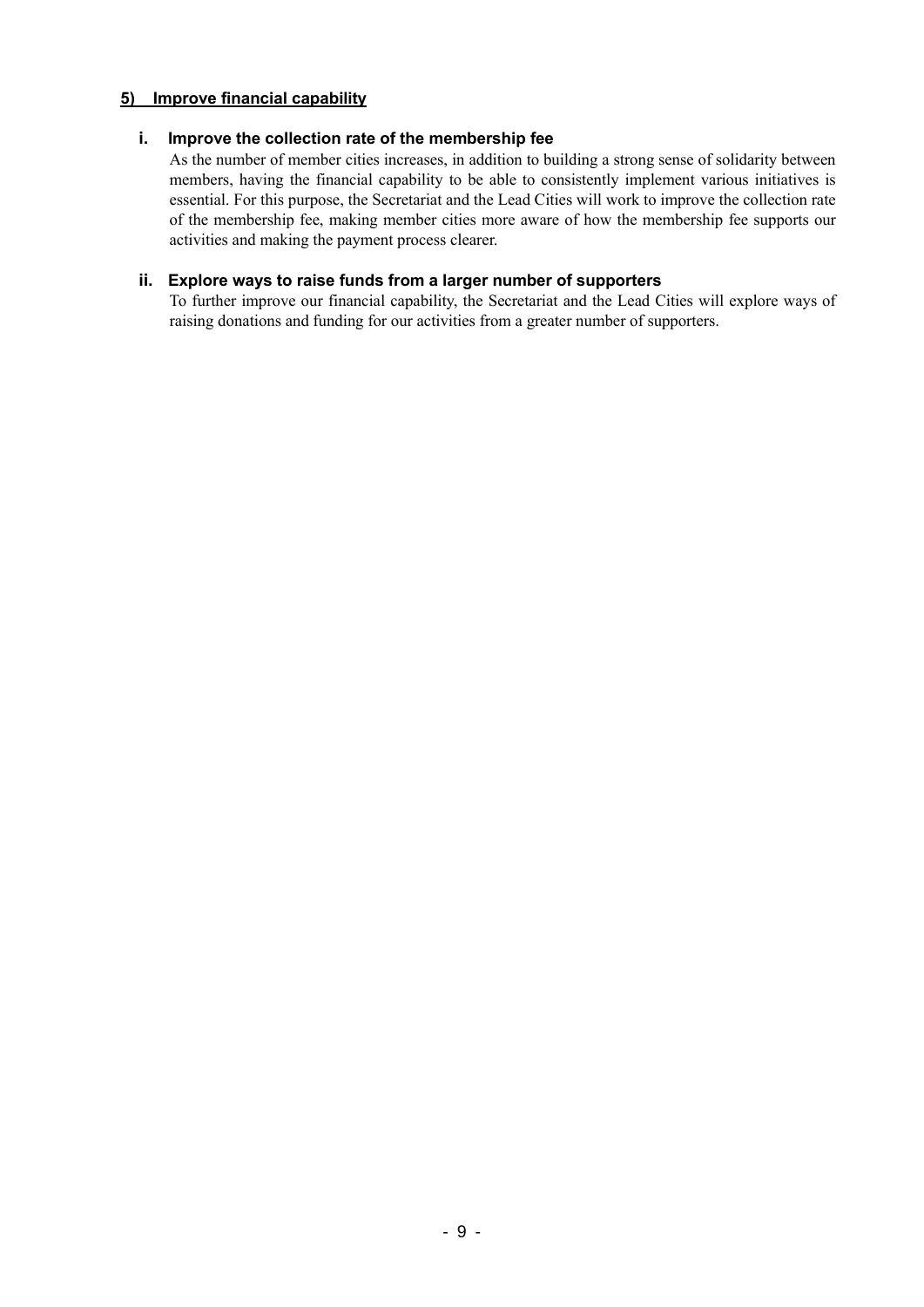## 5) Improve financial capability

### i. Improve the collection rate of the membership fee

As the number of member cities increases, in addition to building a strong sense of solidarity between members, having the financial capability to be able to consistently implement various initiatives is essential. For this purpose, the Secretariat and the Lead Cities will work to improve the collection rate of the membership fee, making member cities more aware of how the membership fee supports our activities and making the payment process clearer.

### ii. Explore ways to raise funds from a larger number of supporters

To further improve our financial capability, the Secretariat and the Lead Cities will explore ways of raising donations and funding for our activities from a greater number of supporters.